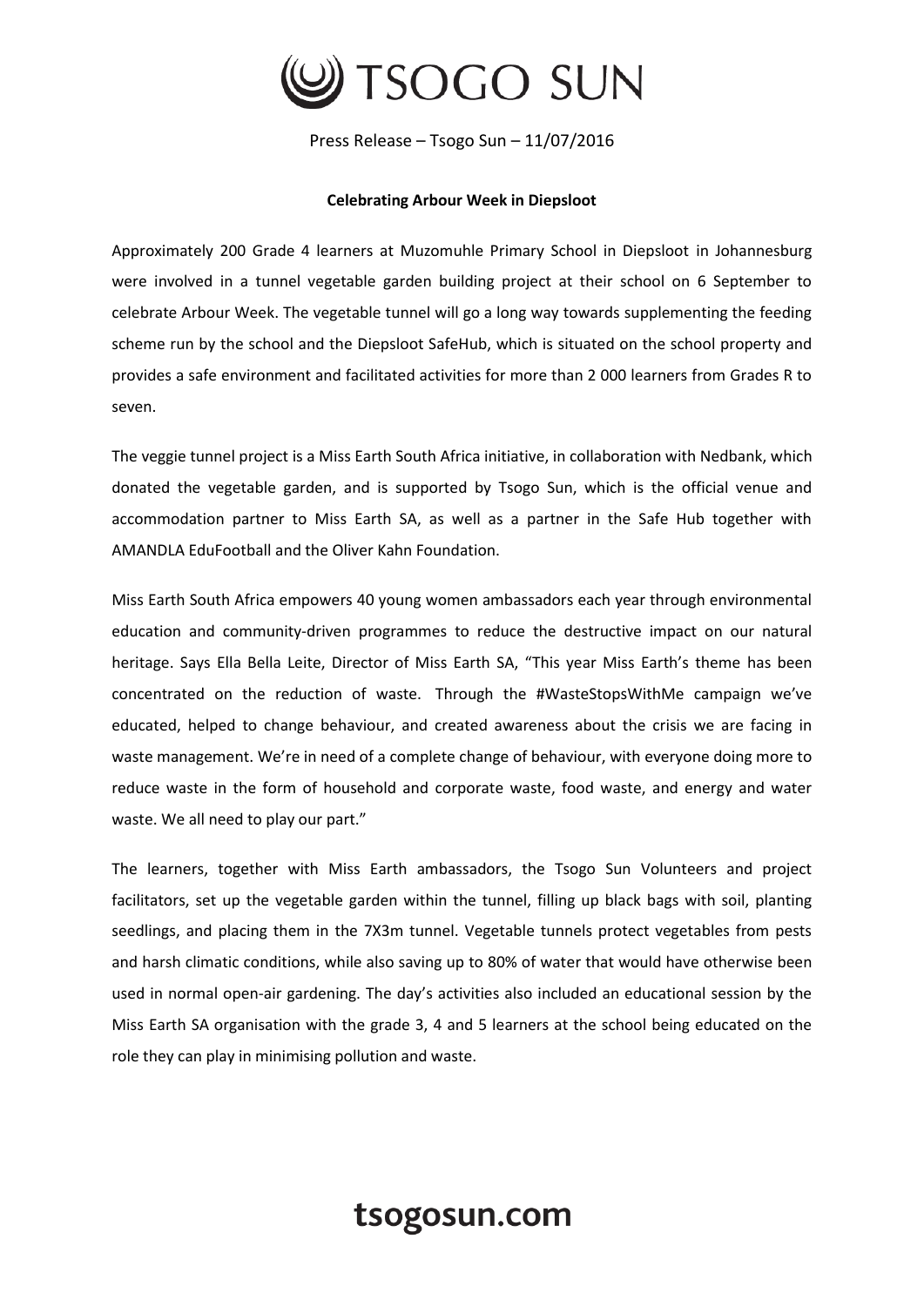# TSOGO SUN

Press Release – Tsogo Sun – 11/07/2016

**Celebrating Arbour Week in Diepsloot**

Approximately 200 Grade 4 learners at Muzomuhle Primary School in Diepsloot in Johannesburg were involved in a tunnel vegetable garden building project at their school on 6 September to celebrate Arbour Week. The vegetable tunnel will go a long way towards supplementing the feeding scheme run by the school and the Diepsloot SafeHub, which is situated on the school property and provides a safe environment and facilitated activities for more than 2 000 learners from Grades R to seven.

The veggie tunnel project is a Miss Earth South Africa initiative, in collaboration with Nedbank, which donated the vegetable garden, and is supported by Tsogo Sun, which is the official venue and accommodation partner to Miss Earth SA, as well as a partner in the Safe Hub together with AMANDLA EduFootball and the Oliver Kahn Foundation.

Miss Earth South Africa empowers 40 young women ambassadors each year through environmental education and community-driven programmes to reduce the destructive impact on our natural heritage. Says Ella Bella Leite, Director of Miss Earth SA, "This year Miss Earth's theme has been concentrated on the reduction of waste. Through the #WasteStopsWithMe campaign we've educated, helped to change behaviour, and created awareness about the crisis we are facing in waste management. We're in need of a complete change of behaviour, with everyone doing more to reduce waste in the form of household and corporate waste, food waste, and energy and water waste. We all need to play our part."

The learners, together with Miss Earth ambassadors, the Tsogo Sun Volunteers and project facilitators, set up the vegetable garden within the tunnel, filling up black bags with soil, planting seedlings, and placing them in the 7X3m tunnel. Vegetable tunnels protect vegetables from pests and harsh climatic conditions, while also saving up to 80% of water that would have otherwise been used in normal open-air gardening. The day's activities also included an educational session by the Miss Earth SA organisation with the grade 3, 4 and 5 learners at the school being educated on the role they can play in minimising pollution and waste.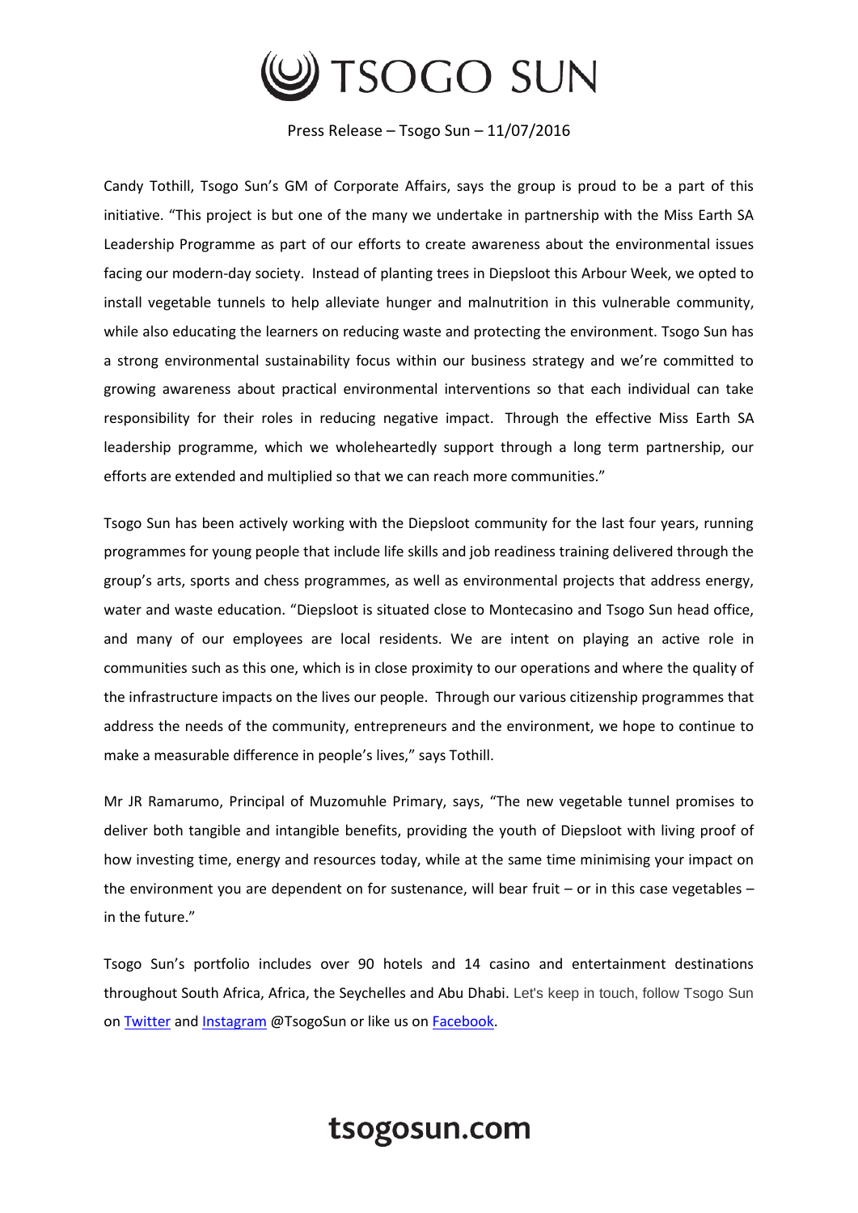# TSOGO SUN

Press Release – Tsogo Sun – 11/07/2016

Candy Tothill, Tsogo Sun's GM of Corporate Affairs, says the group is proud to be a part of this initiative. "This project is but one of the many we undertake in partnership with the Miss Earth SA Leadership Programme as part of our efforts to create awareness about the environmental issues facing our modern-day society. Instead of planting trees in Diepsloot this Arbour Week, we opted to install vegetable tunnels to help alleviate hunger and malnutrition in this vulnerable community, while also educating the learners on reducing waste and protecting the environment. Tsogo Sun has a strong environmental sustainability focus within our business strategy and we're committed to growing awareness about practical environmental interventions so that each individual can take responsibility for their roles in reducing negative impact. Through the effective Miss Earth SA leadership programme, which we wholeheartedly support through a long term partnership, our efforts are extended and multiplied so that we can reach more communities."

Tsogo Sun has been actively working with the Diepsloot community for the last four years, running programmes for young people that include life skills and job readiness training delivered through the group's arts, sports and chess programmes, as well as environmental projects that address energy, water and waste education. "Diepsloot is situated close to Montecasino and Tsogo Sun head office, and many of our employees are local residents. We are intent on playing an active role in communities such as this one, which is in close proximity to our operations and where the quality of the infrastructure impacts on the lives our people. Through our various citizenship programmes that address the needs of the community, entrepreneurs and the environment, we hope to continue to make a measurable difference in people's lives," says Tothill.

Mr JR Ramarumo, Principal of Muzomuhle Primary, says, "The new vegetable tunnel promises to deliver both tangible and intangible benefits, providing the youth of Diepsloot with living proof of how investing time, energy and resources today, while at the same time minimising your impact on the environment you are dependent on for sustenance, will bear fruit – or in this case vegetables – in the future."

Tsogo Sun's portfolio includes over 90 hotels and 14 casino and entertainment destinations throughout South Africa, Africa, the Seychelles and Abu Dhabi. Let's keep in touch, follow Tsogo Sun on [Twitter] and [Instagram] @TsogoSun or like us on [Facebook].

**tsogosun.com**